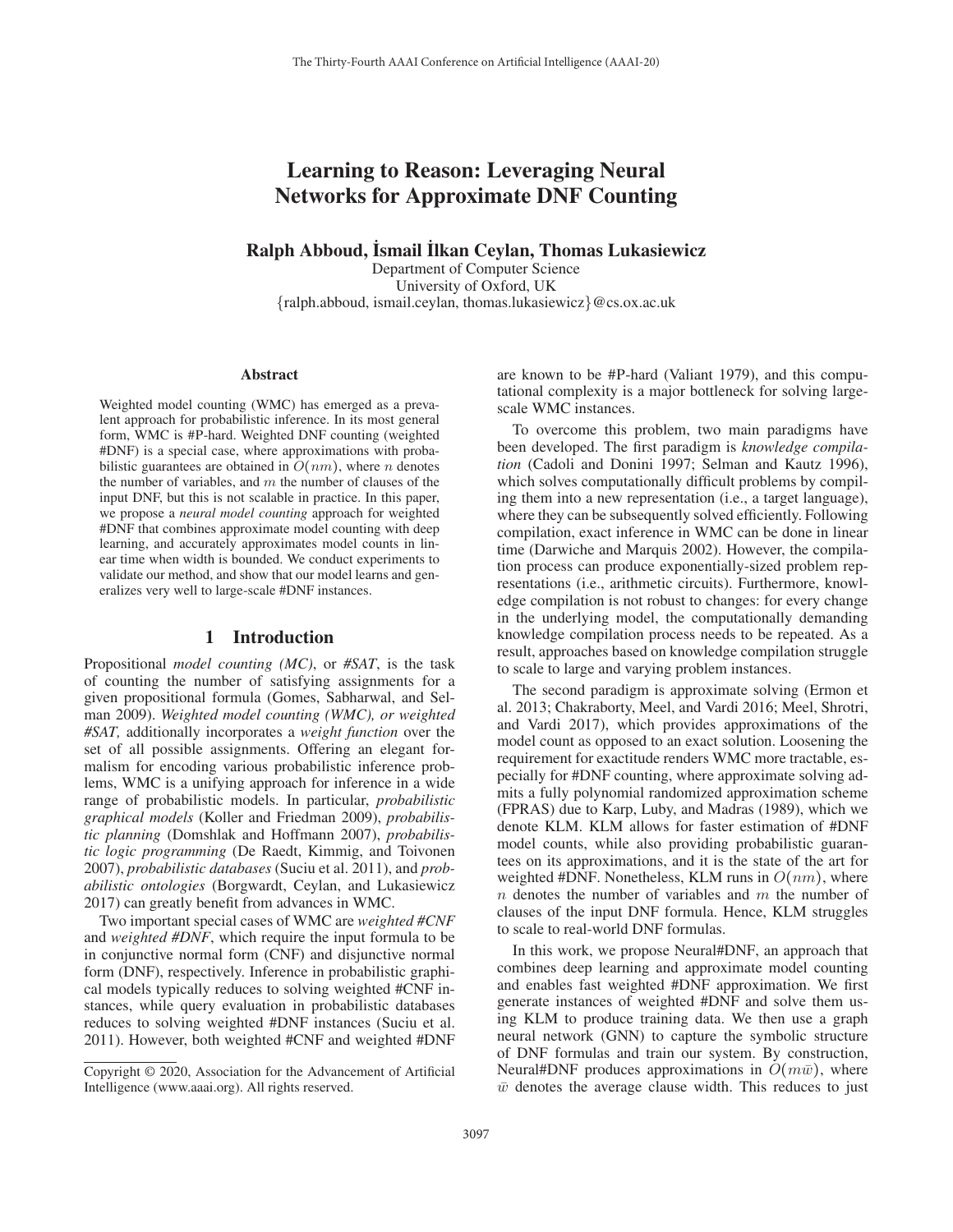# Learning to Reason: Leveraging Neural Networks for Approximate DNF Counting

**Ralph Abboud, İsmail İlkan Ceylan, Thomas Lukasiewicz**

Department of Computer Science
University of Oxford, UK
{ralph.abboud, ismail.ceylan, thomas.lukasiewicz}@cs.ox.ac.uk

## Abstract

Weighted model counting (WMC) has emerged as a prevalent approach for probabilistic inference. In its most general form, WMC is #P-hard. Weighted DNF counting (weighted #DNF) is a special case, where approximations with probabilistic guarantees are obtained in $O(nm)$, where $n$ denotes the number of variables, and $m$ the number of clauses of the input DNF, but this is not scalable in practice. In this paper, we propose a *neural model counting* approach for weighted #DNF that combines approximate model counting with deep learning, and accurately approximates model counts in linear time when width is bounded. We conduct experiments to validate our method, and show that our model learns and generalizes very well to large-scale #DNF instances.

## 1 Introduction

Propositional *model counting (MC)*, or *#SAT*, is the task of counting the number of satisfying assignments for a given propositional formula (Gomes, Sabharwal, and Selman 2009). *Weighted model counting (WMC), or weighted #SAT,* additionally incorporates a *weight function* over the set of all possible assignments. Offering an elegant formalism for encoding various probabilistic inference problems, WMC is a unifying approach for inference in a wide range of probabilistic models. In particular, *probabilistic graphical models* (Koller and Friedman 2009), *probabilistic planning* (Domshlak and Hoffmann 2007), *probabilistic logic programming* (De Raedt, Kimmig, and Toivonen 2007), *probabilistic databases* (Suciu et al. 2011), and *probabilistic ontologies* (Borgwardt, Ceylan, and Lukasiewicz 2017) can greatly benefit from advances in WMC.

Two important special cases of WMC are *weighted #CNF* and *weighted #DNF*, which require the input formula to be in conjunctive normal form (CNF) and disjunctive normal form (DNF), respectively. Inference in probabilistic graphical models typically reduces to solving weighted #CNF instances, while query evaluation in probabilistic databases reduces to solving weighted #DNF instances (Suciu et al. 2011). However, both weighted #CNF and weighted #DNF are known to be #P-hard (Valiant 1979), and this computational complexity is a major bottleneck for solving large-scale WMC instances.

To overcome this problem, two main paradigms have been developed. The first paradigm is *knowledge compilation* (Cadoli and Donini 1997; Selman and Kautz 1996), which solves computationally difficult problems by compiling them into a new representation (i.e., a target language), where they can be subsequently solved efficiently. Following compilation, exact inference in WMC can be done in linear time (Darwiche and Marquis 2002). However, the compilation process can produce exponentially-sized problem representations (i.e., arithmetic circuits). Furthermore, knowledge compilation is not robust to changes: for every change in the underlying model, the computationally demanding knowledge compilation process needs to be repeated. As a result, approaches based on knowledge compilation struggle to scale to large and varying problem instances.

The second paradigm is approximate solving (Ermon et al. 2013; Chakraborty, Meel, and Vardi 2016; Meel, Shrotri, and Vardi 2017), which provides approximations of the model count as opposed to an exact solution. Loosening the requirement for exactitude renders WMC more tractable, especially for #DNF counting, where approximate solving admits a fully polynomial randomized approximation scheme (FPRAS) due to Karp, Luby, and Madras (1989), which we denote KLM. KLM allows for faster estimation of #DNF model counts, while also providing probabilistic guarantees on its approximations, and it is the state of the art for weighted #DNF. Nonetheless, KLM runs in $O(nm)$, where $n$ denotes the number of variables and $m$ the number of clauses of the input DNF formula. Hence, KLM struggles to scale to real-world DNF formulas.

In this work, we propose Neural#DNF, an approach that combines deep learning and approximate model counting and enables fast weighted #DNF approximation. We first generate instances of weighted #DNF and solve them using KLM to produce training data. We then use a graph neural network (GNN) to capture the symbolic structure of DNF formulas and train our system. By construction, Neural#DNF produces approximations in $O(m\bar{w})$, where $\bar{w}$ denotes the average clause width. This reduces to just

Copyright © 2020, Association for the Advancement of Artificial Intelligence (www.aaai.org). All rights reserved.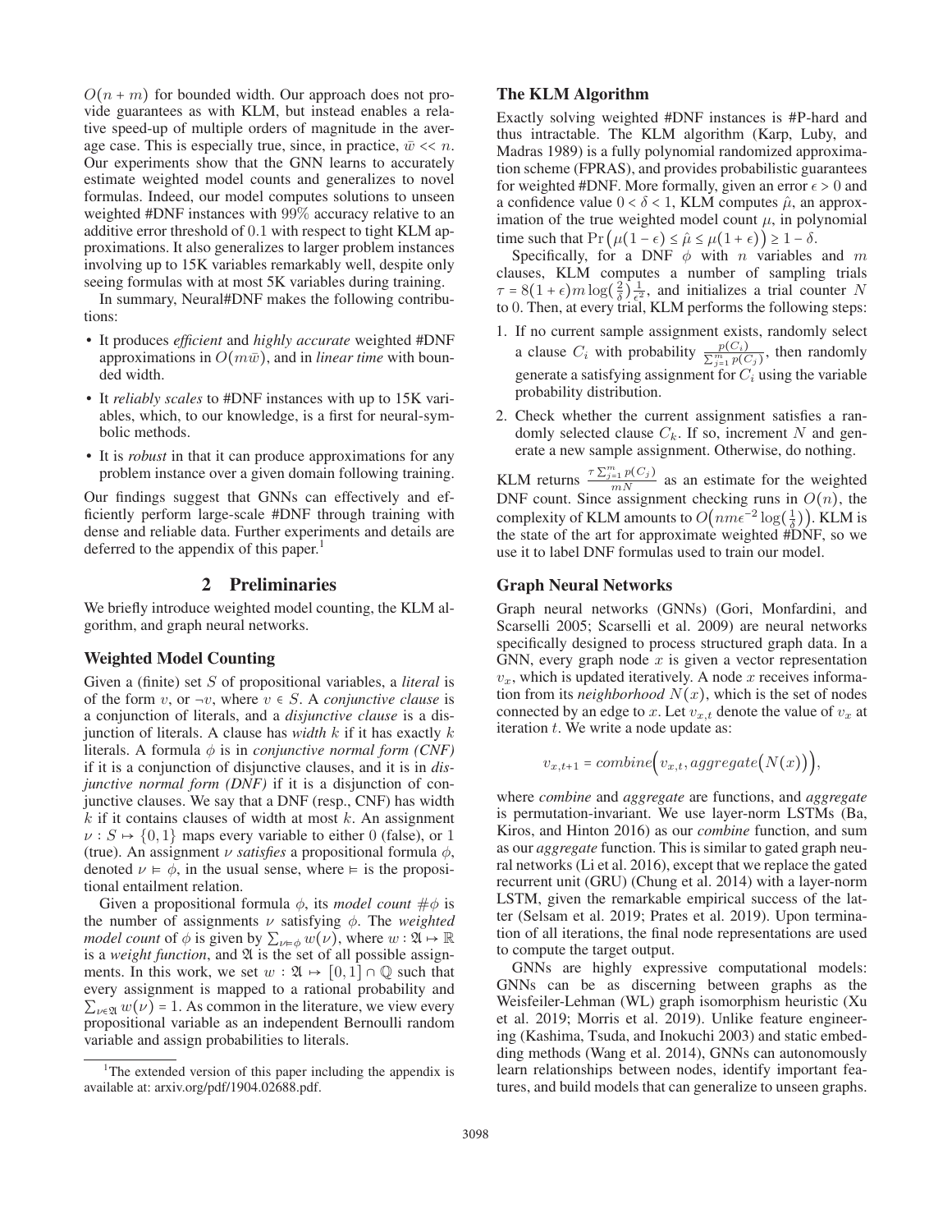$O(n+m)$ for bounded width. Our approach does not provide guarantees as with KLM, but instead enables a relative speed-up of multiple orders of magnitude in the average case. This is especially true, since, in practice, $\bar{w} << n$. Our experiments show that the GNN learns to accurately estimate weighted model counts and generalizes to novel formulas. Indeed, our model computes solutions to unseen weighted #DNF instances with 99% accuracy relative to an additive error threshold of 0.1 with respect to tight KLM approximations. It also generalizes to larger problem instances involving up to 15K variables remarkably well, despite only seeing formulas with at most 5K variables during training.

In summary, Neural#DNF makes the following contributions:

- It produces *efficient* and *highly accurate* weighted #DNF approximations in $O(m\bar{w})$, and in *linear time* with bounded width.
- It *reliably scales* to #DNF instances with up to 15K variables, which, to our knowledge, is a first for neural-symbolic methods.
- It is *robust* in that it can produce approximations for any problem instance over a given domain following training.

Our findings suggest that GNNs can effectively and efficiently perform large-scale #DNF through training with dense and reliable data. Further experiments and details are deferred to the appendix of this paper.[1]

## 2 Preliminaries

We briefly introduce weighted model counting, the KLM algorithm, and graph neural networks.

### Weighted Model Counting

Given a (finite) set $S$ of propositional variables, a *literal* is of the form $v$, or $\neg v$, where $v \in S$. A *conjunctive clause* is a conjunction of literals, and a *disjunctive clause* is a disjunction of literals. A clause has *width* $k$ if it has exactly $k$ literals. A formula $\phi$ is in *conjunctive normal form (CNF)* if it is a conjunction of disjunctive clauses, and it is in *disjunctive normal form (DNF)* if it is a disjunction of conjunctive clauses. We say that a DNF (resp., CNF) has width $k$ if it contains clauses of width at most $k$. An assignment $\nu : S \mapsto \{0,1\}$ maps every variable to either 0 (false), or 1 (true). An assignment $\nu$ *satisfies* a propositional formula $\phi$, denoted $\nu \vDash \phi$, in the usual sense, where $\vDash$ is the propositional entailment relation.

Given a propositional formula $\phi$, its *model count* $\#\phi$ is the number of assignments $\nu$ satisfying $\phi$. The *weighted model count* of $\phi$ is given by $\sum_{\nu \vDash \phi} w(\nu)$, where $w : \mathfrak{A} \mapsto \mathbb{R}$ is a *weight function*, and $\mathfrak{A}$ is the set of all possible assignments. In this work, we set $w : \mathfrak{A} \mapsto [0,1] \cap \mathbb{Q}$ such that every assignment is mapped to a rational probability and $\sum_{\nu \in \mathfrak{A}} w(\nu) = 1$. As common in the literature, we view every propositional variable as an independent Bernoulli random variable and assign probabilities to literals.

### The KLM Algorithm

Exactly solving weighted #DNF instances is #P-hard and thus intractable. The KLM algorithm (Karp, Luby, and Madras 1989) is a fully polynomial randomized approximation scheme (FPRAS), and provides probabilistic guarantees for weighted #DNF. More formally, given an error $\epsilon > 0$ and a confidence value $0 < \delta < 1$, KLM computes $\hat{\mu}$, an approximation of the true weighted model count $\mu$, in polynomial time such that $\Pr\big(\mu(1-\epsilon) \leq \hat{\mu} \leq \mu(1+\epsilon)\big) \geq 1-\delta$.

Specifically, for a DNF $\phi$ with $n$ variables and $m$ clauses, KLM computes a number of sampling trials $\tau = 8(1+\epsilon)m\log(\frac{2}{\delta})\frac{1}{\epsilon^2}$, and initializes a trial counter $N$ to 0. Then, at every trial, KLM performs the following steps:

1. If no current sample assignment exists, randomly select a clause $C_i$ with probability $\frac{p(C_i)}{\sum_{j=1}^{m} p(C_j)}$, then randomly generate a satisfying assignment for $C_i$ using the variable probability distribution.
2. Check whether the current assignment satisfies a randomly selected clause $C_k$. If so, increment $N$ and generate a new sample assignment. Otherwise, do nothing.

KLM returns $\frac{\tau \sum_{j=1}^{m} p(C_j)}{mN}$ as an estimate for the weighted DNF count. Since assignment checking runs in $O(n)$, the complexity of KLM amounts to $O\big(nm\epsilon^{-2}\log(\frac{1}{\delta})\big)$. KLM is the state of the art for approximate weighted #DNF, so we use it to label DNF formulas used to train our model.

### Graph Neural Networks

Graph neural networks (GNNs) (Gori, Monfardini, and Scarselli 2005; Scarselli et al. 2009) are neural networks specifically designed to process structured graph data. In a GNN, every graph node $x$ is given a vector representation $v_x$, which is updated iteratively. A node $x$ receives information from its *neighborhood* $N(x)$, which is the set of nodes connected by an edge to $x$. Let $v_{x,t}$ denote the value of $v_x$ at iteration $t$. We write a node update as:

$$v_{x,t+1} = combine\Big(v_{x,t}, aggregate\big(N(x)\big)\Big),$$

where *combine* and *aggregate* are functions, and *aggregate* is permutation-invariant. We use layer-norm LSTMs (Ba, Kiros, and Hinton 2016) as our *combine* function, and sum as our *aggregate* function. This is similar to gated graph neural networks (Li et al. 2016), except that we replace the gated recurrent unit (GRU) (Chung et al. 2014) with a layer-norm LSTM, given the remarkable empirical success of the latter (Selsam et al. 2019; Prates et al. 2019). Upon termination of all iterations, the final node representations are used to compute the target output.

GNNs are highly expressive computational models: GNNs can be as discerning between graphs as the Weisfeiler-Lehman (WL) graph isomorphism heuristic (Xu et al. 2019; Morris et al. 2019). Unlike feature engineering (Kashima, Tsuda, and Inokuchi 2003) and static embedding methods (Wang et al. 2014), GNNs can autonomously learn relationships between nodes, identify important features, and build models that can generalize to unseen graphs.

[1]The extended version of this paper including the appendix is available at: arxiv.org/pdf/1904.02688.pdf.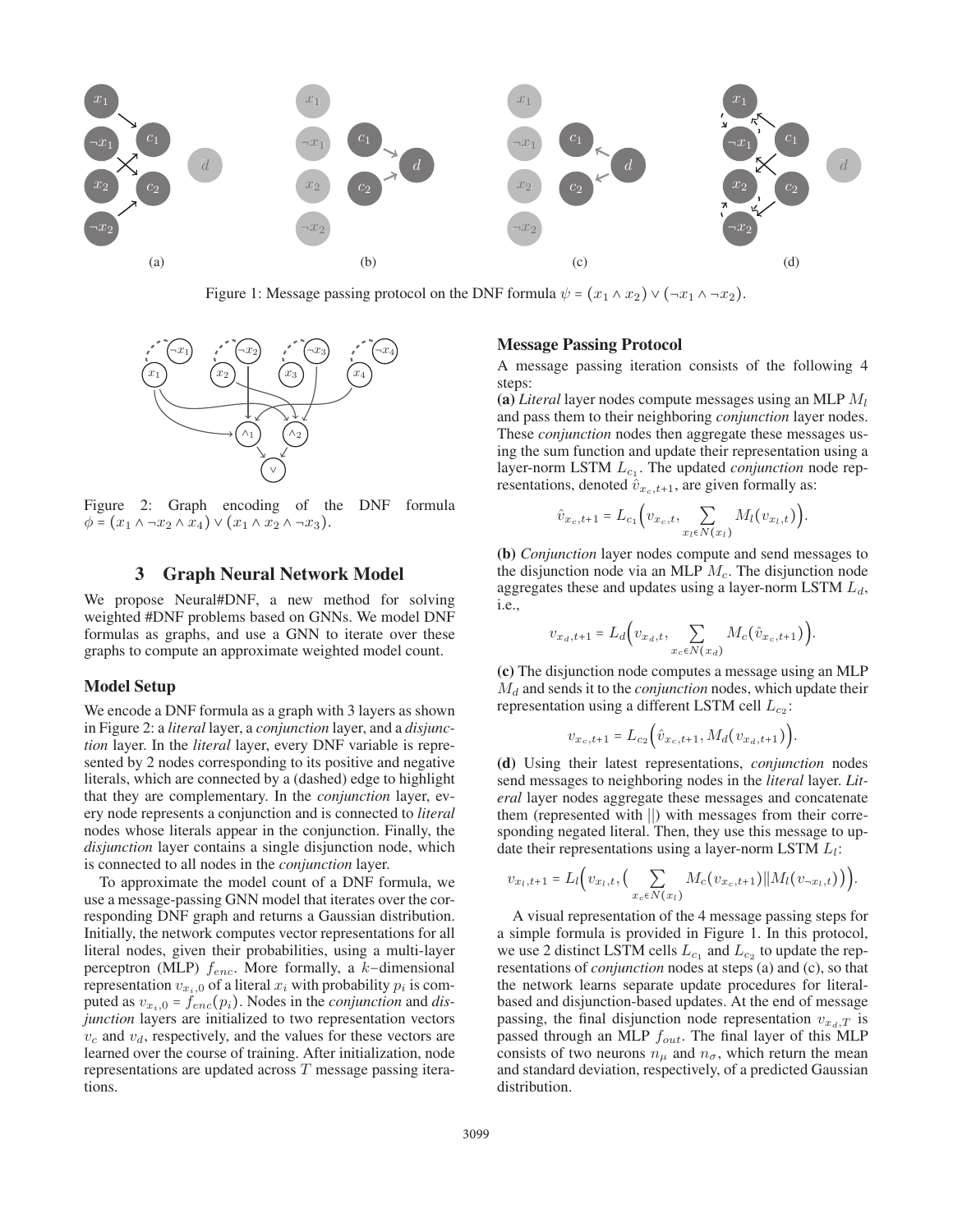Figure 1: Message passing protocol on the DNF formula $\psi = (x_1 \wedge x_2) \vee (\neg x_1 \wedge \neg x_2)$.

Figure 2: Graph encoding of the DNF formula $\phi = (x_1 \wedge \neg x_2 \wedge x_4) \vee (x_1 \wedge x_2 \wedge \neg x_3)$.

## 3 Graph Neural Network Model

We propose Neural#DNF, a new method for solving weighted #DNF problems based on GNNs. We model DNF formulas as graphs, and use a GNN to iterate over these graphs to compute an approximate weighted model count.

### Model Setup

We encode a DNF formula as a graph with 3 layers as shown in Figure 2: a *literal* layer, a *conjunction* layer, and a *disjunction* layer. In the *literal* layer, every DNF variable is represented by 2 nodes corresponding to its positive and negative literals, which are connected by a (dashed) edge to highlight that they are complementary. In the *conjunction* layer, every node represents a conjunction and is connected to *literal* nodes whose literals appear in the conjunction. Finally, the *disjunction* layer contains a single disjunction node, which is connected to all nodes in the *conjunction* layer.

To approximate the model count of a DNF formula, we use a message-passing GNN model that iterates over the corresponding DNF graph and returns a Gaussian distribution. Initially, the network computes vector representations for all literal nodes, given their probabilities, using a multi-layer perceptron (MLP) $f_{enc}$. More formally, a $k$−dimensional representation $v_{x_i,0}$ of a literal $x_i$ with probability $p_i$ is computed as $v_{x_i,0} = f_{enc}(p_i)$. Nodes in the *conjunction* and *disjunction* layers are initialized to two representation vectors $v_c$ and $v_d$, respectively, and the values for these vectors are learned over the course of training. After initialization, node representations are updated across $T$ message passing iterations.

### Message Passing Protocol

A message passing iteration consists of the following 4 steps:

**(a)** *Literal* layer nodes compute messages using an MLP $M_l$ and pass them to their neighboring *conjunction* layer nodes. These *conjunction* nodes then aggregate these messages using the sum function and update their representation using a layer-norm LSTM $L_{c_1}$. The updated *conjunction* node representations, denoted $\hat{v}_{x_c,t+1}$, are given formally as:

$$\hat{v}_{x_c,t+1} = L_{c_1}\Big(v_{x_c,t}, \sum_{x_l \in N(x_l)} M_l(v_{x_l,t})\Big).$$

**(b)** *Conjunction* layer nodes compute and send messages to the disjunction node via an MLP $M_c$. The disjunction node aggregates these and updates using a layer-norm LSTM $L_d$, i.e.,

$$v_{x_d,t+1} = L_d\Big(v_{x_d,t}, \sum_{x_c \in N(x_d)} M_c(\hat{v}_{x_c,t+1})\Big).$$

**(c)** The disjunction node computes a message using an MLP $M_d$ and sends it to the *conjunction* nodes, which update their representation using a different LSTM cell $L_{c_2}$:

$$v_{x_c,t+1} = L_{c_2}\Big(\hat{v}_{x_c,t+1}, M_d(v_{x_d,t+1})\Big).$$

**(d)** Using their latest representations, *conjunction* nodes send messages to neighboring nodes in the *literal* layer. *Literal* layer nodes aggregate these messages and concatenate them (represented with $||$) with messages from their corresponding negated literal. Then, they use this message to update their representations using a layer-norm LSTM $L_l$:

$$v_{x_l,t+1} = L_l\Big(v_{x_l,t}, \Big(\sum_{x_c \in N(x_l)} M_c(v_{x_c,t+1}) \| M_l(v_{\neg x_l,t})\Big)\Big).$$

A visual representation of the 4 message passing steps for a simple formula is provided in Figure 1. In this protocol, we use 2 distinct LSTM cells $L_{c_1}$ and $L_{c_2}$ to update the representations of *conjunction* nodes at steps (a) and (c), so that the network learns separate update procedures for literal-based and disjunction-based updates. At the end of message passing, the final disjunction node representation $v_{x_d,T}$ is passed through an MLP $f_{out}$. The final layer of this MLP consists of two neurons $n_\mu$ and $n_\sigma$, which return the mean and standard deviation, respectively, of a predicted Gaussian distribution.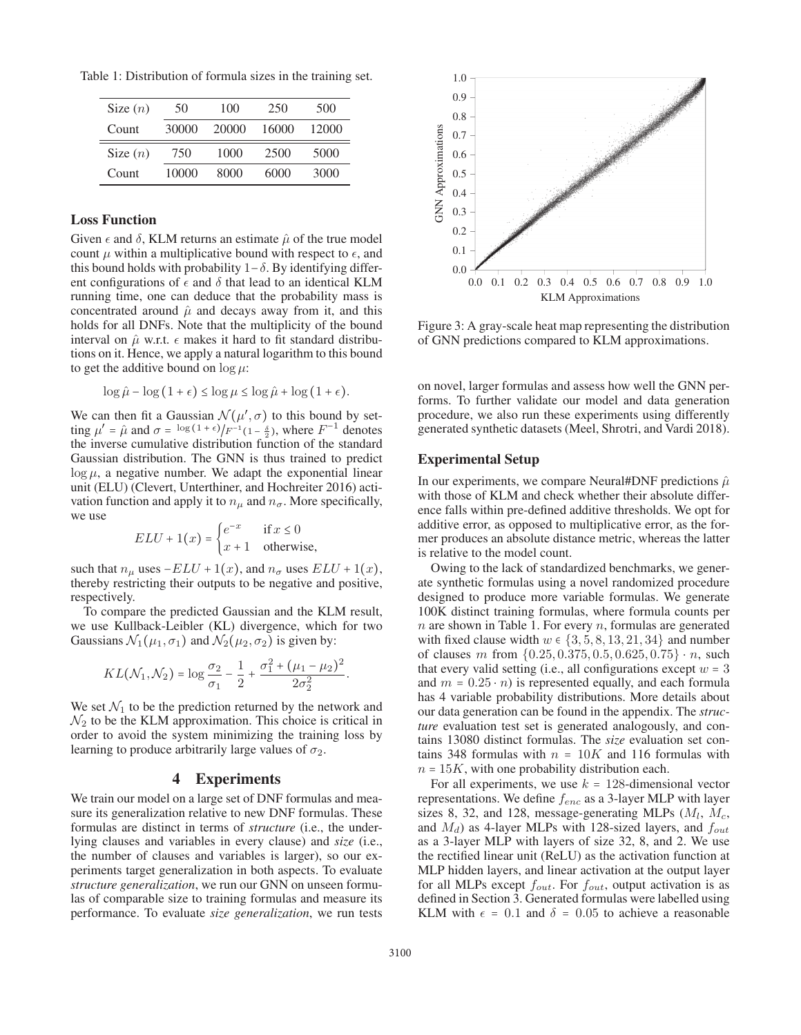Table 1: Distribution of formula sizes in the training set.

| Size ($n$) | 50 | 100 | 250 | 500 |
|---|---|---|---|---|
| Count | 30000 | 20000 | 16000 | 12000 |
| Size ($n$) | 750 | 1000 | 2500 | 5000 |
| Count | 10000 | 8000 | 6000 | 3000 |

### Loss Function

Given $\epsilon$ and $\delta$, KLM returns an estimate $\hat{\mu}$ of the true model count $\mu$ within a multiplicative bound with respect to $\epsilon$, and this bound holds with probability $1-\delta$. By identifying different configurations of $\epsilon$ and $\delta$ that lead to an identical KLM running time, one can deduce that the probability mass is concentrated around $\hat{\mu}$ and decays away from it, and this holds for all DNFs. Note that the multiplicity of the bound interval on $\hat{\mu}$ w.r.t. $\epsilon$ makes it hard to fit standard distributions on it. Hence, we apply a natural logarithm to this bound to get the additive bound on $\log \mu$:

$$\log \hat{\mu} - \log(1+\epsilon) \leq \log \mu \leq \log \hat{\mu} + \log(1+\epsilon).$$

We can then fit a Gaussian $\mathcal{N}(\mu', \sigma)$ to this bound by setting $\mu' = \hat{\mu}$ and $\sigma = {}^{\log(1+\epsilon)}/_{F^{-1}(1-\frac{\delta}{2})}$, where $F^{-1}$ denotes the inverse cumulative distribution function of the standard Gaussian distribution. The GNN is thus trained to predict $\log \mu$, a negative number. We adapt the exponential linear unit (ELU) (Clevert, Unterthiner, and Hochreiter 2016) activation function and apply it to $n_\mu$ and $n_\sigma$. More specifically, we use

$$ELU+1(x) = \begin{cases} e^{-x} & \text{if } x \leq 0 \\ x+1 & \text{otherwise,} \end{cases}$$

such that $n_\mu$ uses $-ELU+1(x)$, and $n_\sigma$ uses $ELU+1(x)$, thereby restricting their outputs to be negative and positive, respectively.

To compare the predicted Gaussian and the KLM result, we use Kullback-Leibler (KL) divergence, which for two Gaussians $\mathcal{N}_1(\mu_1, \sigma_1)$ and $\mathcal{N}_2(\mu_2, \sigma_2)$ is given by:

$$KL(\mathcal{N}_1, \mathcal{N}_2) = \log \frac{\sigma_2}{\sigma_1} - \frac{1}{2} + \frac{\sigma_1^2 + (\mu_1 - \mu_2)^2}{2\sigma_2^2}.$$

We set $\mathcal{N}_1$ to be the prediction returned by the network and $\mathcal{N}_2$ to be the KLM approximation. This choice is critical in order to avoid the system minimizing the training loss by learning to produce arbitrarily large values of $\sigma_2$.

## 4 Experiments

We train our model on a large set of DNF formulas and measure its generalization relative to new DNF formulas. These formulas are distinct in terms of *structure* (i.e., the underlying clauses and variables in every clause) and *size* (i.e., the number of clauses and variables is larger), so our experiments target generalization in both aspects. To evaluate *structure generalization*, we run our GNN on unseen formulas of comparable size to training formulas and measure its performance. To evaluate *size generalization*, we run tests on novel, larger formulas and assess how well the GNN performs. To further validate our model and data generation procedure, we also run these experiments using differently generated synthetic datasets (Meel, Shrotri, and Vardi 2018).

Figure 3: A gray-scale heat map representing the distribution of GNN predictions compared to KLM approximations.

### Experimental Setup

In our experiments, we compare Neural#DNF predictions $\hat{\mu}$ with those of KLM and check whether their absolute difference falls within pre-defined additive thresholds. We opt for additive error, as opposed to multiplicative error, as the former produces an absolute distance metric, whereas the latter is relative to the model count.

Owing to the lack of standardized benchmarks, we generate synthetic formulas using a novel randomized procedure designed to produce more variable formulas. We generate 100K distinct training formulas, where formula counts per $n$ are shown in Table 1. For every $n$, formulas are generated with fixed clause width $w \in \{3, 5, 8, 13, 21, 34\}$ and number of clauses $m$ from $\{0.25, 0.375, 0.5, 0.625, 0.75\} \cdot n$, such that every valid setting (i.e., all configurations except $w = 3$ and $m = 0.25 \cdot n$) is represented equally, and each formula has 4 variable probability distributions. More details about our data generation can be found in the appendix. The *structure* evaluation test set is generated analogously, and contains 13080 distinct formulas. The *size* evaluation set contains 348 formulas with $n = 10K$ and 116 formulas with $n = 15K$, with one probability distribution each.

For all experiments, we use $k = 128$-dimensional vector representations. We define $f_{enc}$ as a 3-layer MLP with layer sizes 8, 32, and 128, message-generating MLPs ($M_l$, $M_c$, and $M_d$) as 4-layer MLPs with 128-sized layers, and $f_{out}$ as a 3-layer MLP with layers of size 32, 8, and 2. We use the rectified linear unit (ReLU) as the activation function at MLP hidden layers, and linear activation at the output layer for all MLPs except $f_{out}$. For $f_{out}$, output activation is as defined in Section 3. Generated formulas were labelled using KLM with $\epsilon = 0.1$ and $\delta = 0.05$ to achieve a reasonable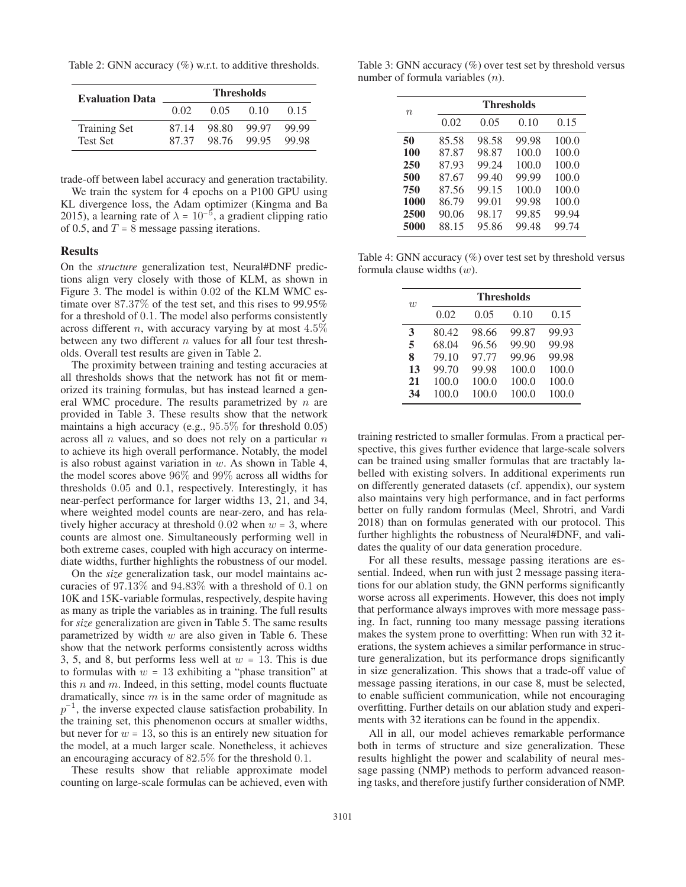Table 2: GNN accuracy (%) w.r.t. to additive thresholds.

| Evaluation Data | Thresholds | | | |
|---|---|---|---|---|
| | 0.02 | 0.05 | 0.10 | 0.15 |
| Training Set | 87.14 | 98.80 | 99.97 | 99.99 |
| Test Set | 87.37 | 98.76 | 99.95 | 99.98 |

trade-off between label accuracy and generation tractability.

We train the system for 4 epochs on a P100 GPU using KL divergence loss, the Adam optimizer (Kingma and Ba 2015), a learning rate of $\lambda = 10^{-5}$, a gradient clipping ratio of 0.5, and $T = 8$ message passing iterations.

## Results

On the *structure* generalization test, Neural#DNF predictions align very closely with those of KLM, as shown in Figure 3. The model is within 0.02 of the KLM WMC estimate over 87.37% of the test set, and this rises to 99.95% for a threshold of 0.1. The model also performs consistently across different $n$, with accuracy varying by at most 4.5% between any two different $n$ values for all four test thresholds. Overall test results are given in Table 2.

The proximity between training and testing accuracies at all thresholds shows that the network has not fit or memorized its training formulas, but has instead learned a general WMC procedure. The results parametrized by $n$ are provided in Table 3. These results show that the network maintains a high accuracy (e.g., 95.5% for threshold 0.05) across all $n$ values, and so does not rely on a particular $n$ to achieve its high overall performance. Notably, the model is also robust against variation in $w$. As shown in Table 4, the model scores above 96% and 99% across all widths for thresholds 0.05 and 0.1, respectively. Interestingly, it has near-perfect performance for larger widths 13, 21, and 34, where weighted model counts are near-zero, and has relatively higher accuracy at threshold 0.02 when $w = 3$, where counts are almost one. Simultaneously performing well in both extreme cases, coupled with high accuracy on intermediate widths, further highlights the robustness of our model.

On the *size* generalization task, our model maintains accuracies of 97.13% and 94.83% with a threshold of 0.1 on 10K and 15K-variable formulas, respectively, despite having as many as triple the variables as in training. The full results for *size* generalization are given in Table 5. The same results parametrized by width $w$ are also given in Table 6. These show that the network performs consistently across widths 3, 5, and 8, but performs less well at $w = 13$. This is due to formulas with $w = 13$ exhibiting a "phase transition" at this $n$ and $m$. Indeed, in this setting, model counts fluctuate dramatically, since $m$ is in the same order of magnitude as $p^{-1}$, the inverse expected clause satisfaction probability. In the training set, this phenomenon occurs at smaller widths, but never for $w = 13$, so this is an entirely new situation for the model, at a much larger scale. Nonetheless, it achieves an encouraging accuracy of 82.5% for the threshold 0.1.

These results show that reliable approximate model counting on large-scale formulas can be achieved, even with training restricted to smaller formulas. From a practical perspective, this gives further evidence that large-scale solvers can be trained using smaller formulas that are tractably labelled with existing solvers. In additional experiments run on differently generated datasets (cf. appendix), our system also maintains very high performance, and in fact performs better on fully random formulas (Meel, Shrotri, and Vardi 2018) than on formulas generated with our protocol. This further highlights the robustness of Neural#DNF, and validates the quality of our data generation procedure.

For all these results, message passing iterations are essential. Indeed, when run with just 2 message passing iterations for our ablation study, the GNN performs significantly worse across all experiments. However, this does not imply that performance always improves with more message passing. In fact, running too many message passing iterations makes the system prone to overfitting: When run with 32 iterations, the system achieves a similar performance in structure generalization, but its performance drops significantly in size generalization. This shows that a trade-off value of message passing iterations, in our case 8, must be selected, to enable sufficient communication, while not encouraging overfitting. Further details on our ablation study and experiments with 32 iterations can be found in the appendix.

All in all, our model achieves remarkable performance both in terms of structure and size generalization. These results highlight the power and scalability of neural message passing (NMP) methods to perform advanced reasoning tasks, and therefore justify further consideration of NMP.

Table 3: GNN accuracy (%) over test set by threshold versus number of formula variables ($n$).

| $n$ | Thresholds | | | |
|---|---|---|---|---|
| | 0.02 | 0.05 | 0.10 | 0.15 |
| **50** | 85.58 | 98.58 | 99.98 | 100.0 |
| **100** | 87.87 | 98.87 | 100.0 | 100.0 |
| **250** | 87.93 | 99.24 | 100.0 | 100.0 |
| **500** | 87.67 | 99.40 | 99.99 | 100.0 |
| **750** | 87.56 | 99.15 | 100.0 | 100.0 |
| **1000** | 86.79 | 99.01 | 99.98 | 100.0 |
| **2500** | 90.06 | 98.17 | 99.85 | 99.94 |
| **5000** | 88.15 | 95.86 | 99.48 | 99.74 |

Table 4: GNN accuracy (%) over test set by threshold versus formula clause widths ($w$).

| $w$ | Thresholds | | | |
|---|---|---|---|---|
| | 0.02 | 0.05 | 0.10 | 0.15 |
| **3** | 80.42 | 98.66 | 99.87 | 99.93 |
| **5** | 68.04 | 96.56 | 99.90 | 99.98 |
| **8** | 79.10 | 97.77 | 99.96 | 99.98 |
| **13** | 99.70 | 99.98 | 100.0 | 100.0 |
| **21** | 100.0 | 100.0 | 100.0 | 100.0 |
| **34** | 100.0 | 100.0 | 100.0 | 100.0 |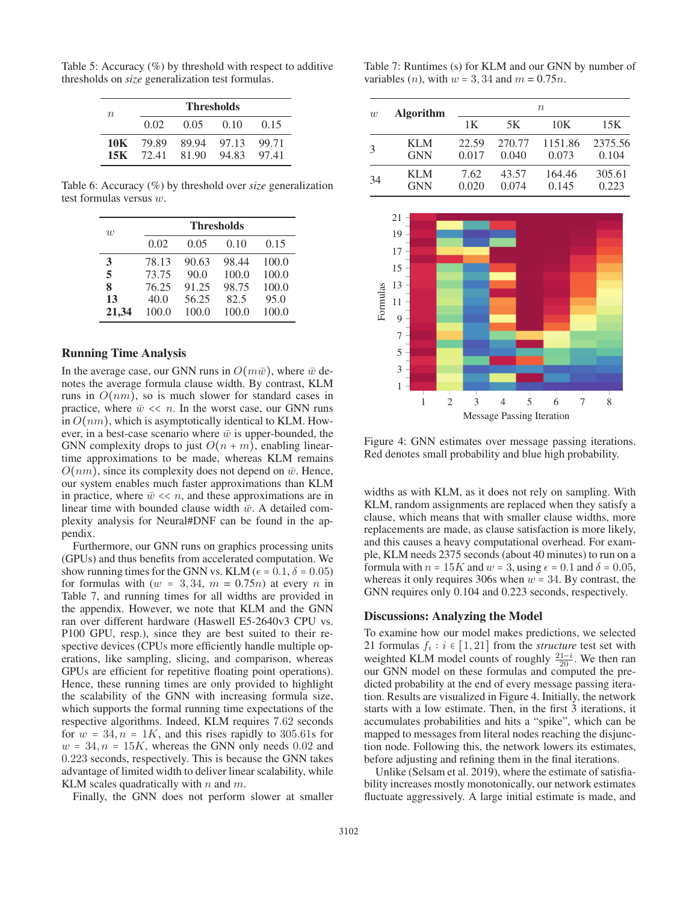Table 5: Accuracy (%) by threshold with respect to additive thresholds on *size* generalization test formulas.

| $n$ | Thresholds | | | |
|---|---|---|---|---|
| | 0.02 | 0.05 | 0.10 | 0.15 |
| **10K** | 79.89 | 89.94 | 97.13 | 99.71 |
| **15K** | 72.41 | 81.90 | 94.83 | 97.41 |

Table 6: Accuracy (%) by threshold over *size* generalization test formulas versus $w$.

| $w$ | Thresholds | | | |
|---|---|---|---|---|
| | 0.02 | 0.05 | 0.10 | 0.15 |
| **3** | 78.13 | 90.63 | 98.44 | 100.0 |
| **5** | 73.75 | 90.0 | 100.0 | 100.0 |
| **8** | 76.25 | 91.25 | 98.75 | 100.0 |
| **13** | 40.0 | 56.25 | 82.5 | 95.0 |
| **21,34** | 100.0 | 100.0 | 100.0 | 100.0 |

## Running Time Analysis

In the average case, our GNN runs in $O(m\bar{w})$, where $\bar{w}$ denotes the average formula clause width. By contrast, KLM runs in $O(nm)$, so is much slower for standard cases in practice, where $\bar{w} << n$. In the worst case, our GNN runs in $O(nm)$, which is asymptotically identical to KLM. However, in a best-case scenario where $\bar{w}$ is upper-bounded, the GNN complexity drops to just $O(n+m)$, enabling linear-time approximations to be made, whereas KLM remains $O(nm)$, since its complexity does not depend on $\bar{w}$. Hence, our system enables much faster approximations than KLM in practice, where $\bar{w} << n$, and these approximations are in linear time with bounded clause width $\bar{w}$. A detailed complexity analysis for Neural#DNF can be found in the appendix.

Furthermore, our GNN runs on graphics processing units (GPUs) and thus benefits from accelerated computation. We show running times for the GNN vs. KLM ($\epsilon = 0.1, \delta = 0.05$) for formulas with ($w = 3, 34$, $m = 0.75n$) at every $n$ in Table 7, and running times for all widths are provided in the appendix. However, we note that KLM and the GNN ran over different hardware (Haswell E5-2640v3 CPU vs. P100 GPU, resp.), since they are best suited to their respective devices (CPUs more efficiently handle multiple operations, like sampling, slicing, and comparison, whereas GPUs are efficient for repetitive floating point operations). Hence, these running times are only provided to highlight the scalability of the GNN with increasing formula size, which supports the formal running time expectations of the respective algorithms. Indeed, KLM requires 7.62 seconds for $w = 34, n = 1K$, and this rises rapidly to 305.61s for $w = 34, n = 15K$, whereas the GNN only needs 0.02 and 0.223 seconds, respectively. This is because the GNN takes advantage of limited width to deliver linear scalability, while KLM scales quadratically with $n$ and $m$.

Finally, the GNN does not perform slower at smaller widths as with KLM, as it does not rely on sampling. With KLM, random assignments are replaced when they satisfy a clause, which means that with smaller clause widths, more replacements are made, as clause satisfaction is more likely, and this causes a heavy computational overhead. For example, KLM needs 2375 seconds (about 40 minutes) to run on a formula with $n = 15K$ and $w = 3$, using $\epsilon = 0.1$ and $\delta = 0.05$, whereas it only requires 306s when $w = 34$. By contrast, the GNN requires only 0.104 and 0.223 seconds, respectively.

Table 7: Runtimes (s) for KLM and our GNN by number of variables ($n$), with $w = 3, 34$ and $m = 0.75n$.

| $w$ | Algorithm | $n$ | | | |
|---|---|---|---|---|---|
| | | 1K | 5K | 10K | 15K |
| 3 | KLM | 22.59 | 270.77 | 1151.86 | 2375.56 |
| | GNN | 0.017 | 0.040 | 0.073 | 0.104 |
| 34 | KLM | 7.62 | 43.57 | 164.46 | 305.61 |
| | GNN | 0.020 | 0.074 | 0.145 | 0.223 |

Figure 4: GNN estimates over message passing iterations. Red denotes small probability and blue high probability.

## Discussions: Analyzing the Model

To examine how our model makes predictions, we selected 21 formulas $f_i : i \in [1, 21]$ from the *structure* test set with weighted KLM model counts of roughly $\frac{21-i}{20}$. We then ran our GNN model on these formulas and computed the predicted probability at the end of every message passing iteration. Results are visualized in Figure 4. Initially, the network starts with a low estimate. Then, in the first 3 iterations, it accumulates probabilities and hits a "spike", which can be mapped to messages from literal nodes reaching the disjunction node. Following this, the network lowers its estimates, before adjusting and refining them in the final iterations.

Unlike (Selsam et al. 2019), where the estimate of satisfiability increases mostly monotonically, our network estimates fluctuate aggressively. A large initial estimate is made, and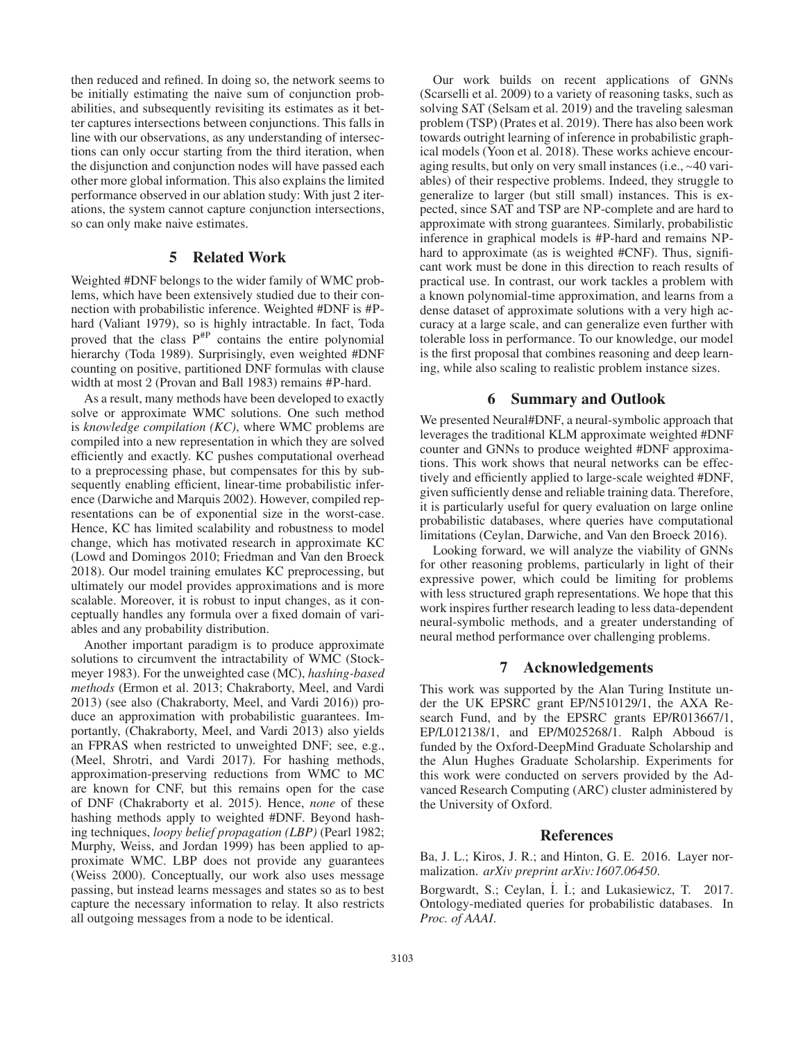then reduced and refined. In doing so, the network seems to be initially estimating the naive sum of conjunction probabilities, and subsequently revisiting its estimates as it better captures intersections between conjunctions. This falls in line with our observations, as any understanding of intersections can only occur starting from the third iteration, when the disjunction and conjunction nodes will have passed each other more global information. This also explains the limited performance observed in our ablation study: With just 2 iterations, the system cannot capture conjunction intersections, so can only make naive estimates.

## 5 Related Work

Weighted #DNF belongs to the wider family of WMC problems, which have been extensively studied due to their connection with probabilistic inference. Weighted #DNF is #P-hard (Valiant 1979), so is highly intractable. In fact, Toda proved that the class $\mathrm{P}^{\#\mathrm{P}}$ contains the entire polynomial hierarchy (Toda 1989). Surprisingly, even weighted #DNF counting on positive, partitioned DNF formulas with clause width at most 2 (Provan and Ball 1983) remains #P-hard.

As a result, many methods have been developed to exactly solve or approximate WMC solutions. One such method is *knowledge compilation (KC)*, where WMC problems are compiled into a new representation in which they are solved efficiently and exactly. KC pushes computational overhead to a preprocessing phase, but compensates for this by subsequently enabling efficient, linear-time probabilistic inference (Darwiche and Marquis 2002). However, compiled representations can be of exponential size in the worst-case. Hence, KC has limited scalability and robustness to model change, which has motivated research in approximate KC (Lowd and Domingos 2010; Friedman and Van den Broeck 2018). Our model training emulates KC preprocessing, but ultimately our model provides approximations and is more scalable. Moreover, it is robust to input changes, as it conceptually handles any formula over a fixed domain of variables and any probability distribution.

Another important paradigm is to produce approximate solutions to circumvent the intractability of WMC (Stockmeyer 1983). For the unweighted case (MC), *hashing-based methods* (Ermon et al. 2013; Chakraborty, Meel, and Vardi 2013) (see also (Chakraborty, Meel, and Vardi 2016)) produce an approximation with probabilistic guarantees. Importantly, (Chakraborty, Meel, and Vardi 2013) also yields an FPRAS when restricted to unweighted DNF; see, e.g., (Meel, Shrotri, and Vardi 2017). For hashing methods, approximation-preserving reductions from WMC to MC are known for CNF, but this remains open for the case of DNF (Chakraborty et al. 2015). Hence, *none* of these hashing methods apply to weighted #DNF. Beyond hashing techniques, *loopy belief propagation (LBP)* (Pearl 1982; Murphy, Weiss, and Jordan 1999) has been applied to approximate WMC. LBP does not provide any guarantees (Weiss 2000). Conceptually, our work also uses message passing, but instead learns messages and states so as to best capture the necessary information to relay. It also restricts all outgoing messages from a node to be identical.

Our work builds on recent applications of GNNs (Scarselli et al. 2009) to a variety of reasoning tasks, such as solving SAT (Selsam et al. 2019) and the traveling salesman problem (TSP) (Prates et al. 2019). There has also been work towards outright learning of inference in probabilistic graphical models (Yoon et al. 2018). These works achieve encouraging results, but only on very small instances (i.e., ~40 variables) of their respective problems. Indeed, they struggle to generalize to larger (but still small) instances. This is expected, since SAT and TSP are NP-complete and are hard to approximate with strong guarantees. Similarly, probabilistic inference in graphical models is #P-hard and remains NP-hard to approximate (as is weighted #CNF). Thus, significant work must be done in this direction to reach results of practical use. In contrast, our work tackles a problem with a known polynomial-time approximation, and learns from a dense dataset of approximate solutions with a very high accuracy at a large scale, and can generalize even further with tolerable loss in performance. To our knowledge, our model is the first proposal that combines reasoning and deep learning, while also scaling to realistic problem instance sizes.

## 6 Summary and Outlook

We presented Neural#DNF, a neural-symbolic approach that leverages the traditional KLM approximate weighted #DNF counter and GNNs to produce weighted #DNF approximations. This work shows that neural networks can be effectively and efficiently applied to large-scale weighted #DNF, given sufficiently dense and reliable training data. Therefore, it is particularly useful for query evaluation on large online probabilistic databases, where queries have computational limitations (Ceylan, Darwiche, and Van den Broeck 2016).

Looking forward, we will analyze the viability of GNNs for other reasoning problems, particularly in light of their expressive power, which could be limiting for problems with less structured graph representations. We hope that this work inspires further research leading to less data-dependent neural-symbolic methods, and a greater understanding of neural method performance over challenging problems.

## 7 Acknowledgements

This work was supported by the Alan Turing Institute under the UK EPSRC grant EP/N510129/1, the AXA Research Fund, and by the EPSRC grants EP/R013667/1, EP/L012138/1, and EP/M025268/1. Ralph Abboud is funded by the Oxford-DeepMind Graduate Scholarship and the Alun Hughes Graduate Scholarship. Experiments for this work were conducted on servers provided by the Advanced Research Computing (ARC) cluster administered by the University of Oxford.

## References

Ba, J. L.; Kiros, J. R.; and Hinton, G. E. 2016. Layer normalization. *arXiv preprint arXiv:1607.06450*.

Borgwardt, S.; Ceylan, İ. İ.; and Lukasiewicz, T. 2017. Ontology-mediated queries for probabilistic databases. In *Proc. of AAAI*.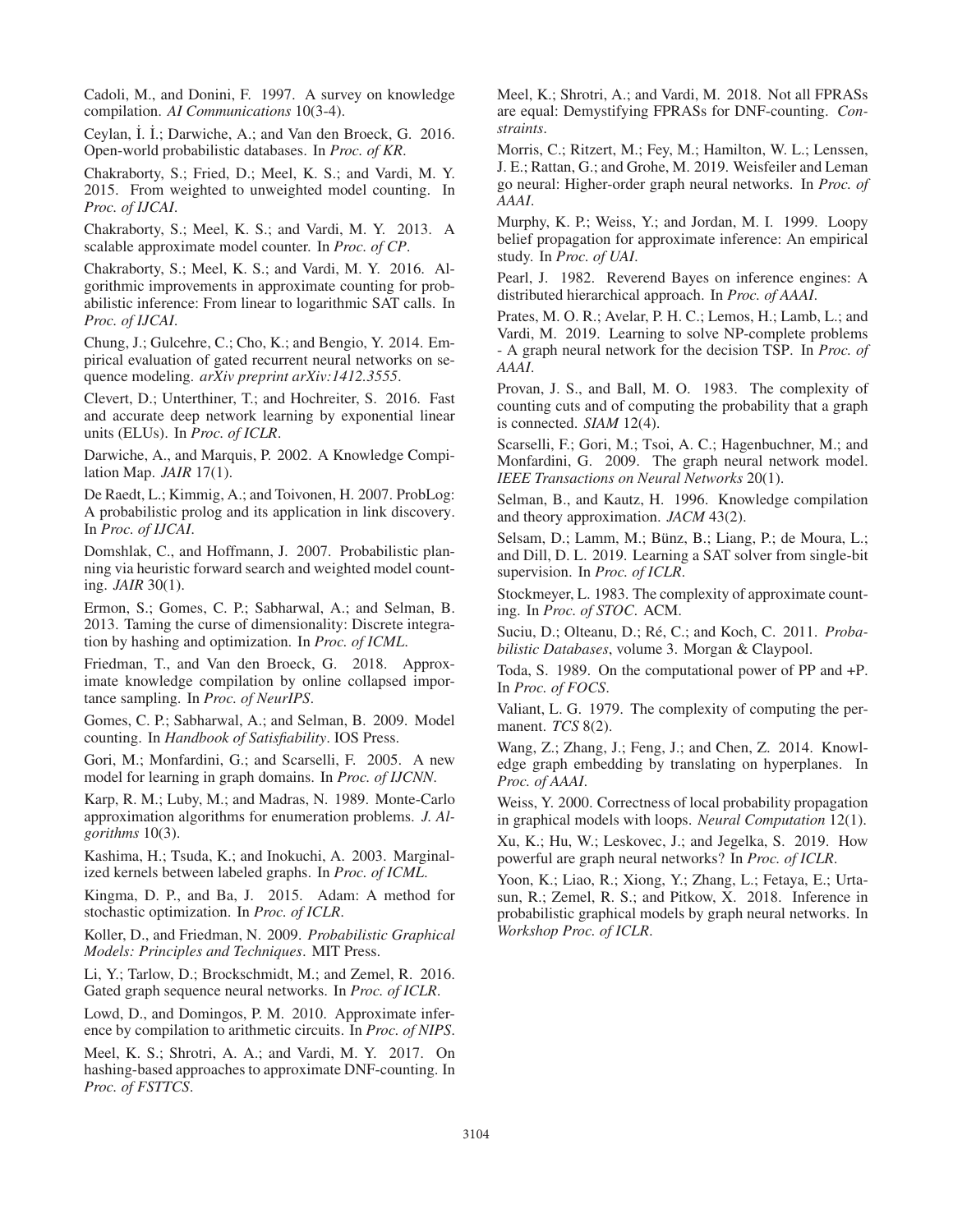Cadoli, M., and Donini, F. 1997. A survey on knowledge compilation. *AI Communications* 10(3-4).

Ceylan, İ. İ.; Darwiche, A.; and Van den Broeck, G. 2016. Open-world probabilistic databases. In *Proc. of KR*.

Chakraborty, S.; Fried, D.; Meel, K. S.; and Vardi, M. Y. 2015. From weighted to unweighted model counting. In *Proc. of IJCAI*.

Chakraborty, S.; Meel, K. S.; and Vardi, M. Y. 2013. A scalable approximate model counter. In *Proc. of CP*.

Chakraborty, S.; Meel, K. S.; and Vardi, M. Y. 2016. Algorithmic improvements in approximate counting for probabilistic inference: From linear to logarithmic SAT calls. In *Proc. of IJCAI*.

Chung, J.; Gulcehre, C.; Cho, K.; and Bengio, Y. 2014. Empirical evaluation of gated recurrent neural networks on sequence modeling. *arXiv preprint arXiv:1412.3555*.

Clevert, D.; Unterthiner, T.; and Hochreiter, S. 2016. Fast and accurate deep network learning by exponential linear units (ELUs). In *Proc. of ICLR*.

Darwiche, A., and Marquis, P. 2002. A Knowledge Compilation Map. *JAIR* 17(1).

De Raedt, L.; Kimmig, A.; and Toivonen, H. 2007. ProbLog: A probabilistic prolog and its application in link discovery. In *Proc. of IJCAI*.

Domshlak, C., and Hoffmann, J. 2007. Probabilistic planning via heuristic forward search and weighted model counting. *JAIR* 30(1).

Ermon, S.; Gomes, C. P.; Sabharwal, A.; and Selman, B. 2013. Taming the curse of dimensionality: Discrete integration by hashing and optimization. In *Proc. of ICML*.

Friedman, T., and Van den Broeck, G. 2018. Approximate knowledge compilation by online collapsed importance sampling. In *Proc. of NeurIPS*.

Gomes, C. P.; Sabharwal, A.; and Selman, B. 2009. Model counting. In *Handbook of Satisfiability*. IOS Press.

Gori, M.; Monfardini, G.; and Scarselli, F. 2005. A new model for learning in graph domains. In *Proc. of IJCNN*.

Karp, R. M.; Luby, M.; and Madras, N. 1989. Monte-Carlo approximation algorithms for enumeration problems. *J. Algorithms* 10(3).

Kashima, H.; Tsuda, K.; and Inokuchi, A. 2003. Marginalized kernels between labeled graphs. In *Proc. of ICML*.

Kingma, D. P., and Ba, J. 2015. Adam: A method for stochastic optimization. In *Proc. of ICLR*.

Koller, D., and Friedman, N. 2009. *Probabilistic Graphical Models: Principles and Techniques*. MIT Press.

Li, Y.; Tarlow, D.; Brockschmidt, M.; and Zemel, R. 2016. Gated graph sequence neural networks. In *Proc. of ICLR*.

Lowd, D., and Domingos, P. M. 2010. Approximate inference by compilation to arithmetic circuits. In *Proc. of NIPS*.

Meel, K. S.; Shrotri, A. A.; and Vardi, M. Y. 2017. On hashing-based approaches to approximate DNF-counting. In *Proc. of FSTTCS*.

Meel, K.; Shrotri, A.; and Vardi, M. 2018. Not all FPRASs are equal: Demystifying FPRASs for DNF-counting. *Constraints*.

Morris, C.; Ritzert, M.; Fey, M.; Hamilton, W. L.; Lenssen, J. E.; Rattan, G.; and Grohe, M. 2019. Weisfeiler and Leman go neural: Higher-order graph neural networks. In *Proc. of AAAI*.

Murphy, K. P.; Weiss, Y.; and Jordan, M. I. 1999. Loopy belief propagation for approximate inference: An empirical study. In *Proc. of UAI*.

Pearl, J. 1982. Reverend Bayes on inference engines: A distributed hierarchical approach. In *Proc. of AAAI*.

Prates, M. O. R.; Avelar, P. H. C.; Lemos, H.; Lamb, L.; and Vardi, M. 2019. Learning to solve NP-complete problems - A graph neural network for the decision TSP. In *Proc. of AAAI*.

Provan, J. S., and Ball, M. O. 1983. The complexity of counting cuts and of computing the probability that a graph is connected. *SIAM* 12(4).

Scarselli, F.; Gori, M.; Tsoi, A. C.; Hagenbuchner, M.; and Monfardini, G. 2009. The graph neural network model. *IEEE Transactions on Neural Networks* 20(1).

Selman, B., and Kautz, H. 1996. Knowledge compilation and theory approximation. *JACM* 43(2).

Selsam, D.; Lamm, M.; Bünz, B.; Liang, P.; de Moura, L.; and Dill, D. L. 2019. Learning a SAT solver from single-bit supervision. In *Proc. of ICLR*.

Stockmeyer, L. 1983. The complexity of approximate counting. In *Proc. of STOC*. ACM.

Suciu, D.; Olteanu, D.; Ré, C.; and Koch, C. 2011. *Probabilistic Databases*, volume 3. Morgan & Claypool.

Toda, S. 1989. On the computational power of PP and +P. In *Proc. of FOCS*.

Valiant, L. G. 1979. The complexity of computing the permanent. *TCS* 8(2).

Wang, Z.; Zhang, J.; Feng, J.; and Chen, Z. 2014. Knowledge graph embedding by translating on hyperplanes. In *Proc. of AAAI*.

Weiss, Y. 2000. Correctness of local probability propagation in graphical models with loops. *Neural Computation* 12(1).

Xu, K.; Hu, W.; Leskovec, J.; and Jegelka, S. 2019. How powerful are graph neural networks? In *Proc. of ICLR*.

Yoon, K.; Liao, R.; Xiong, Y.; Zhang, L.; Fetaya, E.; Urtasun, R.; Zemel, R. S.; and Pitkow, X. 2018. Inference in probabilistic graphical models by graph neural networks. In *Workshop Proc. of ICLR*.